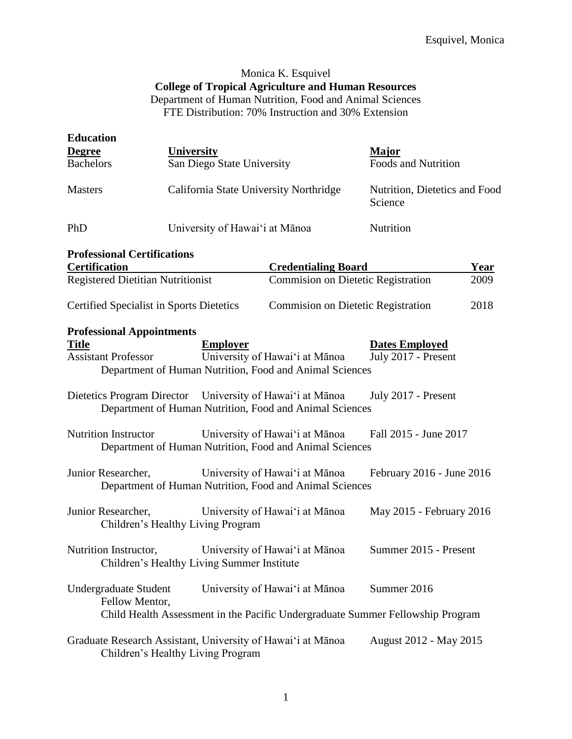Monica K. Esquivel

**College of Tropical Agriculture and Human Resources**

Department of Human Nutrition, Food and Animal Sciences

FTE Distribution: 70% Instruction and 30% Extension

## Education

| Degree | University | Major |
|---|---|---|
| Bachelors | San Diego State University | Foods and Nutrition |
| Masters | California State University Northridge | Nutrition, Dietetics and Food Science |
| PhD | University of Hawai'i at Mānoa | Nutrition |

## Professional Certifications

| Certification | Credentialing Board | Year |
|---|---|---|
| Registered Dietitian Nutritionist | Commision on Dietetic Registration | 2009 |
| Certified Specialist in Sports Dietetics | Commision on Dietetic Registration | 2018 |

## Professional Appointments

| Title | Employer | Dates Employed |
|---|---|---|
| Assistant Professor | University of Hawai'i at Mānoa<br>Department of Human Nutrition, Food and Animal Sciences | July 2017 - Present |
| Dietetics Program Director | University of Hawai'i at Mānoa<br>Department of Human Nutrition, Food and Animal Sciences | July 2017 - Present |
| Nutrition Instructor | University of Hawai'i at Mānoa<br>Department of Human Nutrition, Food and Animal Sciences | Fall 2015 - June 2017 |
| Junior Researcher, | University of Hawai'i at Mānoa<br>Department of Human Nutrition, Food and Animal Sciences | February 2016 - June 2016 |
| Junior Researcher, | University of Hawai'i at Mānoa<br>Children's Healthy Living Program | May 2015 - February 2016 |
| Nutrition Instructor, | University of Hawai'i at Mānoa<br>Children's Healthy Living Summer Institute | Summer 2015 - Present |
| Undergraduate Student Fellow Mentor, | University of Hawai'i at Mānoa<br>Child Health Assessment in the Pacific Undergraduate Summer Fellowship Program | Summer 2016 |
| Graduate Research Assistant, | University of Hawai'i at Mānoa<br>Children's Healthy Living Program | August 2012 - May 2015 |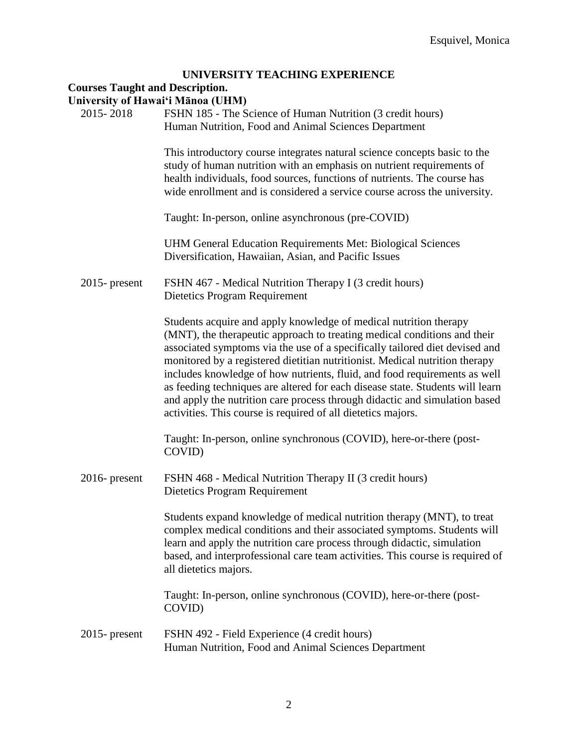## UNIVERSITY TEACHING EXPERIENCE

**Courses Taught and Description.**

**University of Hawai'i Mānoa (UHM)**

2015- 2018 FSHN 185 - The Science of Human Nutrition (3 credit hours)
Human Nutrition, Food and Animal Sciences Department

This introductory course integrates natural science concepts basic to the study of human nutrition with an emphasis on nutrient requirements of health individuals, food sources, functions of nutrients. The course has wide enrollment and is considered a service course across the university.

Taught: In-person, online asynchronous (pre-COVID)

UHM General Education Requirements Met: Biological Sciences Diversification, Hawaiian, Asian, and Pacific Issues

2015- present FSHN 467 - Medical Nutrition Therapy I (3 credit hours)
Dietetics Program Requirement

Students acquire and apply knowledge of medical nutrition therapy (MNT), the therapeutic approach to treating medical conditions and their associated symptoms via the use of a specifically tailored diet devised and monitored by a registered dietitian nutritionist. Medical nutrition therapy includes knowledge of how nutrients, fluid, and food requirements as well as feeding techniques are altered for each disease state. Students will learn and apply the nutrition care process through didactic and simulation based activities. This course is required of all dietetics majors.

Taught: In-person, online synchronous (COVID), here-or-there (post-COVID)

2016- present FSHN 468 - Medical Nutrition Therapy II (3 credit hours)
Dietetics Program Requirement

Students expand knowledge of medical nutrition therapy (MNT), to treat complex medical conditions and their associated symptoms. Students will learn and apply the nutrition care process through didactic, simulation based, and interprofessional care team activities. This course is required of all dietetics majors.

Taught: In-person, online synchronous (COVID), here-or-there (post-COVID)

2015- present FSHN 492 - Field Experience (4 credit hours)
Human Nutrition, Food and Animal Sciences Department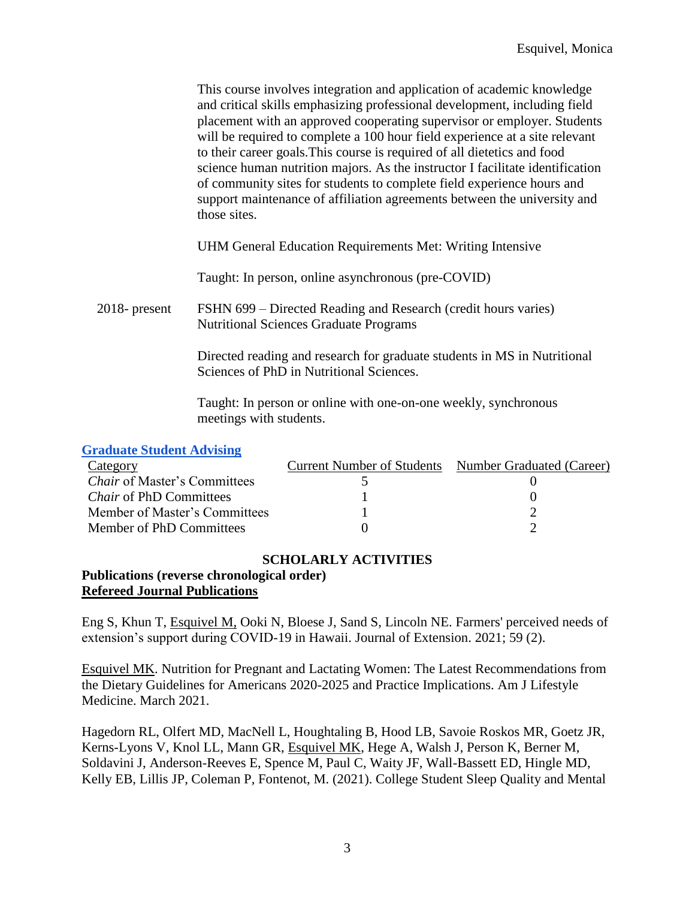This course involves integration and application of academic knowledge and critical skills emphasizing professional development, including field placement with an approved cooperating supervisor or employer. Students will be required to complete a 100 hour field experience at a site relevant to their career goals.This course is required of all dietetics and food science human nutrition majors. As the instructor I facilitate identification of community sites for students to complete field experience hours and support maintenance of affiliation agreements between the university and those sites.

UHM General Education Requirements Met: Writing Intensive

Taught: In person, online asynchronous (pre-COVID)

2018- present FSHN 699 – Directed Reading and Research (credit hours varies)
Nutritional Sciences Graduate Programs

Directed reading and research for graduate students in MS in Nutritional Sciences of PhD in Nutritional Sciences.

Taught: In person or online with one-on-one weekly, synchronous meetings with students.

## Graduate Student Advising

| Category | Current Number of Students | Number Graduated (Career) |
|---|---|---|
| *Chair* of Master's Committees | 5 | 0 |
| *Chair* of PhD Committees | 1 | 0 |
| Member of Master's Committees | 1 | 2 |
| Member of PhD Committees | 0 | 2 |

## SCHOLARLY ACTIVITIES

### Publications (reverse chronological order)

**Refereed Journal Publications**

Eng S, Khun T, Esquivel M, Ooki N, Bloese J, Sand S, Lincoln NE. Farmers' perceived needs of extension's support during COVID-19 in Hawaii. Journal of Extension. 2021; 59 (2).

Esquivel MK. Nutrition for Pregnant and Lactating Women: The Latest Recommendations from the Dietary Guidelines for Americans 2020-2025 and Practice Implications. Am J Lifestyle Medicine. March 2021.

Hagedorn RL, Olfert MD, MacNell L, Houghtaling B, Hood LB, Savoie Roskos MR, Goetz JR, Kerns-Lyons V, Knol LL, Mann GR, Esquivel MK, Hege A, Walsh J, Person K, Berner M, Soldavini J, Anderson-Reeves E, Spence M, Paul C, Waity JF, Wall-Bassett ED, Hingle MD, Kelly EB, Lillis JP, Coleman P, Fontenot, M. (2021). College Student Sleep Quality and Mental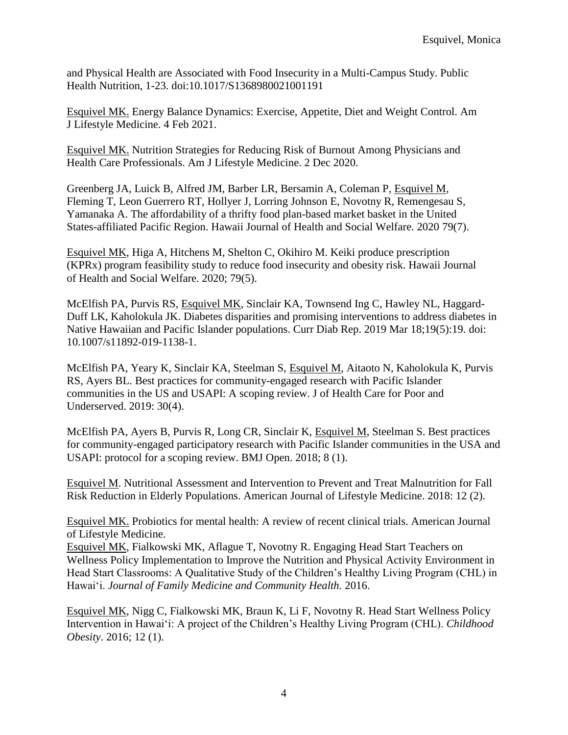and Physical Health are Associated with Food Insecurity in a Multi-Campus Study. Public Health Nutrition, 1-23. doi:10.1017/S1368980021001191

<u>Esquivel MK.</u> Energy Balance Dynamics: Exercise, Appetite, Diet and Weight Control. Am J Lifestyle Medicine. 4 Feb 2021.

<u>Esquivel MK.</u> Nutrition Strategies for Reducing Risk of Burnout Among Physicians and Health Care Professionals. Am J Lifestyle Medicine. 2 Dec 2020.

Greenberg JA, Luick B, Alfred JM, Barber LR, Bersamin A, Coleman P, <u>Esquivel M</u>, Fleming T, Leon Guerrero RT, Hollyer J, Lorring Johnson E, Novotny R, Remengesau S, Yamanaka A. The affordability of a thrifty food plan-based market basket in the United States-affiliated Pacific Region. Hawaii Journal of Health and Social Welfare. 2020 79(7).

<u>Esquivel MK</u>, Higa A, Hitchens M, Shelton C, Okihiro M. Keiki produce prescription (KPRx) program feasibility study to reduce food insecurity and obesity risk. Hawaii Journal of Health and Social Welfare. 2020; 79(5).

McElfish PA, Purvis RS, <u>Esquivel MK</u>, Sinclair KA, Townsend Ing C, Hawley NL, Haggard-Duff LK, Kaholokula JK. Diabetes disparities and promising interventions to address diabetes in Native Hawaiian and Pacific Islander populations. Curr Diab Rep. 2019 Mar 18;19(5):19. doi: 10.1007/s11892-019-1138-1.

McElfish PA, Yeary K, Sinclair KA, Steelman S, <u>Esquivel M</u>, Aitaoto N, Kaholokula K, Purvis RS, Ayers BL. Best practices for community-engaged research with Pacific Islander communities in the US and USAPI: A scoping review. J of Health Care for Poor and Underserved. 2019: 30(4).

McElfish PA, Ayers B, Purvis R, Long CR, Sinclair K, <u>Esquivel M</u>, Steelman S. Best practices for community-engaged participatory research with Pacific Islander communities in the USA and USAPI: protocol for a scoping review. BMJ Open. 2018; 8 (1).

<u>Esquivel M</u>. Nutritional Assessment and Intervention to Prevent and Treat Malnutrition for Fall Risk Reduction in Elderly Populations. American Journal of Lifestyle Medicine. 2018: 12 (2).

<u>Esquivel MK.</u> Probiotics for mental health: A review of recent clinical trials. American Journal of Lifestyle Medicine.

<u>Esquivel MK</u>, Fialkowski MK, Aflague T, Novotny R. Engaging Head Start Teachers on Wellness Policy Implementation to Improve the Nutrition and Physical Activity Environment in Head Start Classrooms: A Qualitative Study of the Children's Healthy Living Program (CHL) in Hawai'i. *Journal of Family Medicine and Community Health.* 2016.

<u>Esquivel MK</u>, Nigg C, Fialkowski MK, Braun K, Li F, Novotny R. Head Start Wellness Policy Intervention in Hawai'i: A project of the Children's Healthy Living Program (CHL). *Childhood Obesity*. 2016; 12 (1).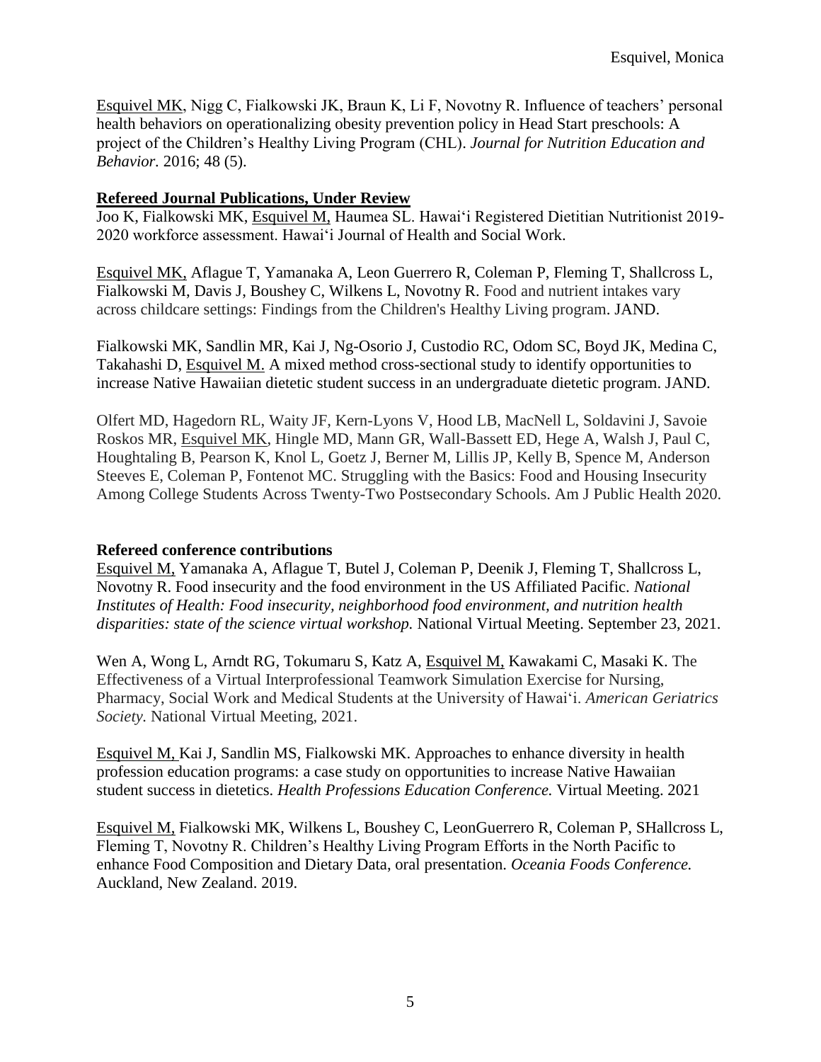Esquivel MK, Nigg C, Fialkowski JK, Braun K, Li F, Novotny R. Influence of teachers' personal health behaviors on operationalizing obesity prevention policy in Head Start preschools: A project of the Children's Healthy Living Program (CHL). *Journal for Nutrition Education and Behavior.* 2016; 48 (5).

**Refereed Journal Publications, Under Review**

Joo K, Fialkowski MK, Esquivel M, Haumea SL. Hawaiʻi Registered Dietitian Nutritionist 2019-2020 workforce assessment. Hawaiʻi Journal of Health and Social Work.

Esquivel MK, Aflague T, Yamanaka A, Leon Guerrero R, Coleman P, Fleming T, Shallcross L, Fialkowski M, Davis J, Boushey C, Wilkens L, Novotny R. Food and nutrient intakes vary across childcare settings: Findings from the Children's Healthy Living program. JAND.

Fialkowski MK, Sandlin MR, Kai J, Ng-Osorio J, Custodio RC, Odom SC, Boyd JK, Medina C, Takahashi D, Esquivel M. A mixed method cross-sectional study to identify opportunities to increase Native Hawaiian dietetic student success in an undergraduate dietetic program. JAND.

Olfert MD, Hagedorn RL, Waity JF, Kern-Lyons V, Hood LB, MacNell L, Soldavini J, Savoie Roskos MR, Esquivel MK, Hingle MD, Mann GR, Wall-Bassett ED, Hege A, Walsh J, Paul C, Houghtaling B, Pearson K, Knol L, Goetz J, Berner M, Lillis JP, Kelly B, Spence M, Anderson Steeves E, Coleman P, Fontenot MC. Struggling with the Basics: Food and Housing Insecurity Among College Students Across Twenty-Two Postsecondary Schools. Am J Public Health 2020.

**Refereed conference contributions**

Esquivel M, Yamanaka A, Aflague T, Butel J, Coleman P, Deenik J, Fleming T, Shallcross L, Novotny R. Food insecurity and the food environment in the US Affiliated Pacific. *National Institutes of Health: Food insecurity, neighborhood food environment, and nutrition health disparities: state of the science virtual workshop.* National Virtual Meeting. September 23, 2021.

Wen A, Wong L, Arndt RG, Tokumaru S, Katz A, Esquivel M, Kawakami C, Masaki K. The Effectiveness of a Virtual Interprofessional Teamwork Simulation Exercise for Nursing, Pharmacy, Social Work and Medical Students at the University of Hawaiʻi. *American Geriatrics Society.* National Virtual Meeting, 2021.

Esquivel M, Kai J, Sandlin MS, Fialkowski MK. Approaches to enhance diversity in health profession education programs: a case study on opportunities to increase Native Hawaiian student success in dietetics. *Health Professions Education Conference.* Virtual Meeting. 2021

Esquivel M, Fialkowski MK, Wilkens L, Boushey C, LeonGuerrero R, Coleman P, SHallcross L, Fleming T, Novotny R. Children's Healthy Living Program Efforts in the North Pacific to enhance Food Composition and Dietary Data, oral presentation. *Oceania Foods Conference.* Auckland, New Zealand. 2019.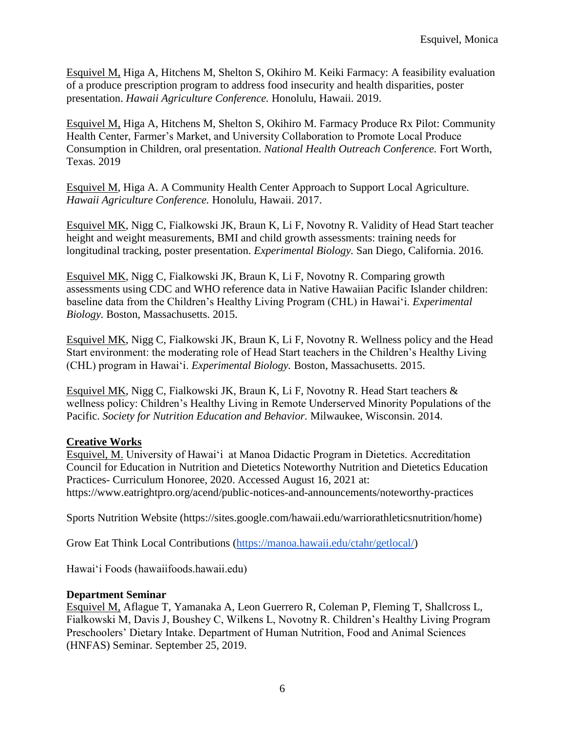Esquivel M, Higa A, Hitchens M, Shelton S, Okihiro M. Keiki Farmacy: A feasibility evaluation of a produce prescription program to address food insecurity and health disparities, poster presentation. *Hawaii Agriculture Conference.* Honolulu, Hawaii. 2019.

Esquivel M, Higa A, Hitchens M, Shelton S, Okihiro M. Farmacy Produce Rx Pilot: Community Health Center, Farmer's Market, and University Collaboration to Promote Local Produce Consumption in Children, oral presentation. *National Health Outreach Conference.* Fort Worth, Texas. 2019

Esquivel M, Higa A. A Community Health Center Approach to Support Local Agriculture. *Hawaii Agriculture Conference.* Honolulu, Hawaii. 2017.

Esquivel MK, Nigg C, Fialkowski JK, Braun K, Li F, Novotny R. Validity of Head Start teacher height and weight measurements, BMI and child growth assessments: training needs for longitudinal tracking, poster presentation. *Experimental Biology.* San Diego, California. 2016.

Esquivel MK, Nigg C, Fialkowski JK, Braun K, Li F, Novotny R. Comparing growth assessments using CDC and WHO reference data in Native Hawaiian Pacific Islander children: baseline data from the Children's Healthy Living Program (CHL) in Hawaiʻi. *Experimental Biology.* Boston, Massachusetts. 2015.

Esquivel MK, Nigg C, Fialkowski JK, Braun K, Li F, Novotny R. Wellness policy and the Head Start environment: the moderating role of Head Start teachers in the Children's Healthy Living (CHL) program in Hawaiʻi. *Experimental Biology.* Boston, Massachusetts. 2015.

Esquivel MK, Nigg C, Fialkowski JK, Braun K, Li F, Novotny R. Head Start teachers & wellness policy: Children's Healthy Living in Remote Underserved Minority Populations of the Pacific. *Society for Nutrition Education and Behavior.* Milwaukee, Wisconsin. 2014.

## Creative Works

Esquivel, M. University of Hawaiʻi at Manoa Didactic Program in Dietetics. Accreditation Council for Education in Nutrition and Dietetics Noteworthy Nutrition and Dietetics Education Practices- Curriculum Honoree, 2020. Accessed August 16, 2021 at: https://www.eatrightpro.org/acend/public-notices-and-announcements/noteworthy-practices

Sports Nutrition Website (https://sites.google.com/hawaii.edu/warriorathleticsnutrition/home)

Grow Eat Think Local Contributions (https://manoa.hawaii.edu/ctahr/getlocal/)

Hawaiʻi Foods (hawaiifoods.hawaii.edu)

## Department Seminar

Esquivel M, Aflague T, Yamanaka A, Leon Guerrero R, Coleman P, Fleming T, Shallcross L, Fialkowski M, Davis J, Boushey C, Wilkens L, Novotny R. Children's Healthy Living Program Preschoolers' Dietary Intake. Department of Human Nutrition, Food and Animal Sciences (HNFAS) Seminar. September 25, 2019.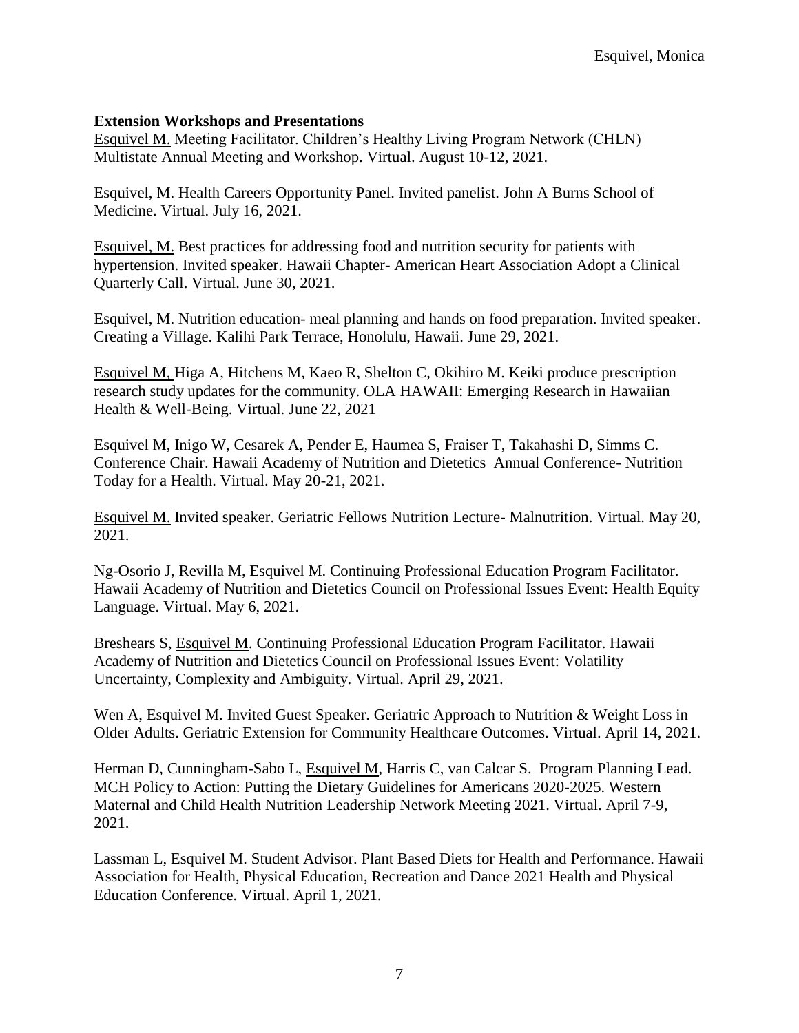**Extension Workshops and Presentations**

Esquivel M. Meeting Facilitator. Children's Healthy Living Program Network (CHLN) Multistate Annual Meeting and Workshop. Virtual. August 10-12, 2021.

Esquivel, M. Health Careers Opportunity Panel. Invited panelist. John A Burns School of Medicine. Virtual. July 16, 2021.

Esquivel, M. Best practices for addressing food and nutrition security for patients with hypertension. Invited speaker. Hawaii Chapter- American Heart Association Adopt a Clinical Quarterly Call. Virtual. June 30, 2021.

Esquivel, M. Nutrition education- meal planning and hands on food preparation. Invited speaker. Creating a Village. Kalihi Park Terrace, Honolulu, Hawaii. June 29, 2021.

Esquivel M, Higa A, Hitchens M, Kaeo R, Shelton C, Okihiro M. Keiki produce prescription research study updates for the community. OLA HAWAII: Emerging Research in Hawaiian Health & Well-Being. Virtual. June 22, 2021

Esquivel M, Inigo W, Cesarek A, Pender E, Haumea S, Fraiser T, Takahashi D, Simms C. Conference Chair. Hawaii Academy of Nutrition and Dietetics Annual Conference- Nutrition Today for a Health. Virtual. May 20-21, 2021.

Esquivel M. Invited speaker. Geriatric Fellows Nutrition Lecture- Malnutrition. Virtual. May 20, 2021.

Ng-Osorio J, Revilla M, Esquivel M. Continuing Professional Education Program Facilitator. Hawaii Academy of Nutrition and Dietetics Council on Professional Issues Event: Health Equity Language. Virtual. May 6, 2021.

Breshears S, Esquivel M. Continuing Professional Education Program Facilitator. Hawaii Academy of Nutrition and Dietetics Council on Professional Issues Event: Volatility Uncertainty, Complexity and Ambiguity. Virtual. April 29, 2021.

Wen A, Esquivel M. Invited Guest Speaker. Geriatric Approach to Nutrition & Weight Loss in Older Adults. Geriatric Extension for Community Healthcare Outcomes. Virtual. April 14, 2021.

Herman D, Cunningham-Sabo L, Esquivel M, Harris C, van Calcar S. Program Planning Lead. MCH Policy to Action: Putting the Dietary Guidelines for Americans 2020-2025. Western Maternal and Child Health Nutrition Leadership Network Meeting 2021. Virtual. April 7-9, 2021.

Lassman L, Esquivel M. Student Advisor. Plant Based Diets for Health and Performance. Hawaii Association for Health, Physical Education, Recreation and Dance 2021 Health and Physical Education Conference. Virtual. April 1, 2021.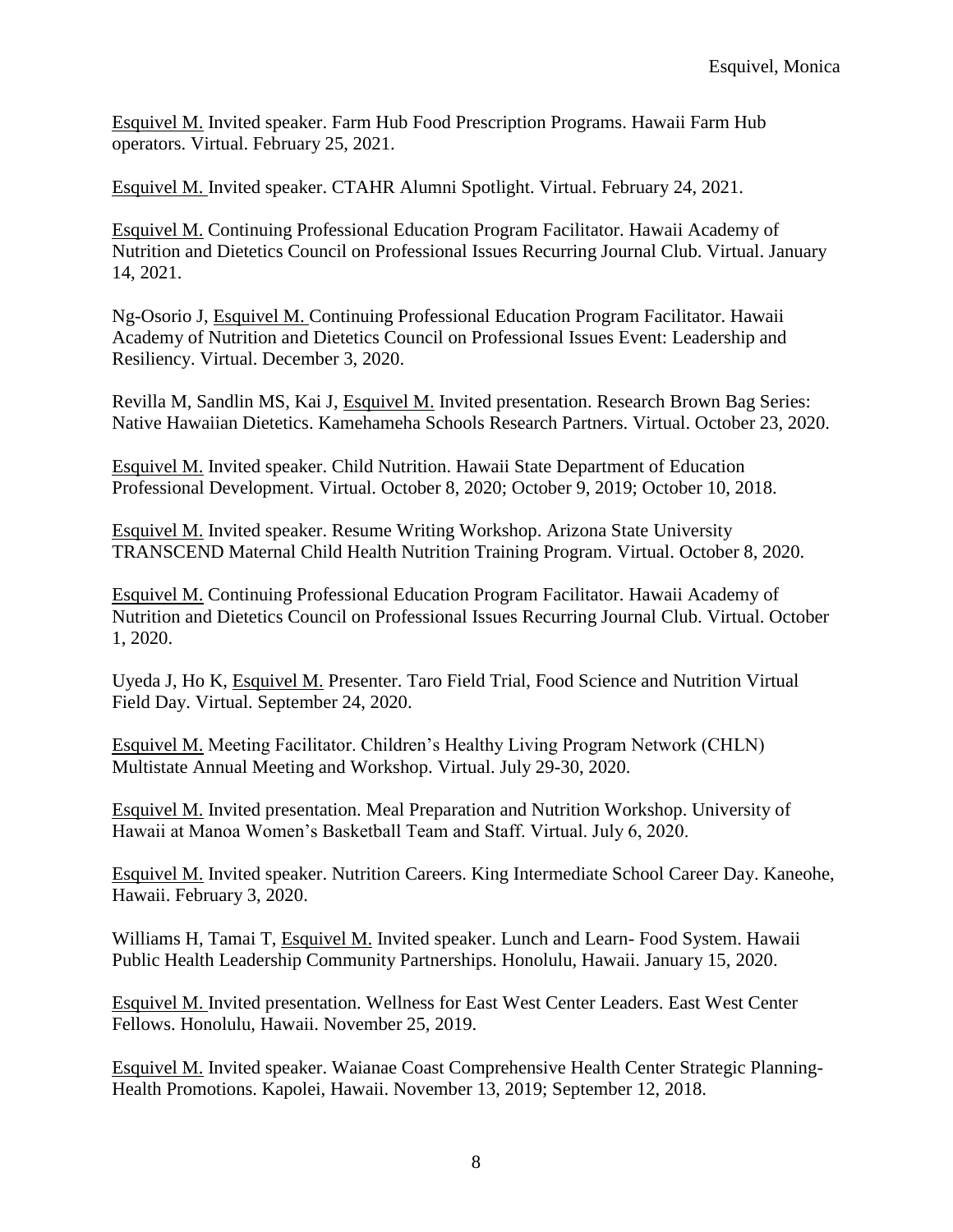Esquivel M. Invited speaker. Farm Hub Food Prescription Programs. Hawaii Farm Hub operators. Virtual. February 25, 2021.

Esquivel M. Invited speaker. CTAHR Alumni Spotlight. Virtual. February 24, 2021.

Esquivel M. Continuing Professional Education Program Facilitator. Hawaii Academy of Nutrition and Dietetics Council on Professional Issues Recurring Journal Club. Virtual. January 14, 2021.

Ng-Osorio J, Esquivel M. Continuing Professional Education Program Facilitator. Hawaii Academy of Nutrition and Dietetics Council on Professional Issues Event: Leadership and Resiliency. Virtual. December 3, 2020.

Revilla M, Sandlin MS, Kai J, Esquivel M. Invited presentation. Research Brown Bag Series: Native Hawaiian Dietetics. Kamehameha Schools Research Partners. Virtual. October 23, 2020.

Esquivel M. Invited speaker. Child Nutrition. Hawaii State Department of Education Professional Development. Virtual. October 8, 2020; October 9, 2019; October 10, 2018.

Esquivel M. Invited speaker. Resume Writing Workshop. Arizona State University TRANSCEND Maternal Child Health Nutrition Training Program. Virtual. October 8, 2020.

Esquivel M. Continuing Professional Education Program Facilitator. Hawaii Academy of Nutrition and Dietetics Council on Professional Issues Recurring Journal Club. Virtual. October 1, 2020.

Uyeda J, Ho K, Esquivel M. Presenter. Taro Field Trial, Food Science and Nutrition Virtual Field Day. Virtual. September 24, 2020.

Esquivel M. Meeting Facilitator. Children's Healthy Living Program Network (CHLN) Multistate Annual Meeting and Workshop. Virtual. July 29-30, 2020.

Esquivel M. Invited presentation. Meal Preparation and Nutrition Workshop. University of Hawaii at Manoa Women's Basketball Team and Staff. Virtual. July 6, 2020.

Esquivel M. Invited speaker. Nutrition Careers. King Intermediate School Career Day. Kaneohe, Hawaii. February 3, 2020.

Williams H, Tamai T, Esquivel M. Invited speaker. Lunch and Learn- Food System. Hawaii Public Health Leadership Community Partnerships. Honolulu, Hawaii. January 15, 2020.

Esquivel M. Invited presentation. Wellness for East West Center Leaders. East West Center Fellows. Honolulu, Hawaii. November 25, 2019.

Esquivel M. Invited speaker. Waianae Coast Comprehensive Health Center Strategic Planning-Health Promotions. Kapolei, Hawaii. November 13, 2019; September 12, 2018.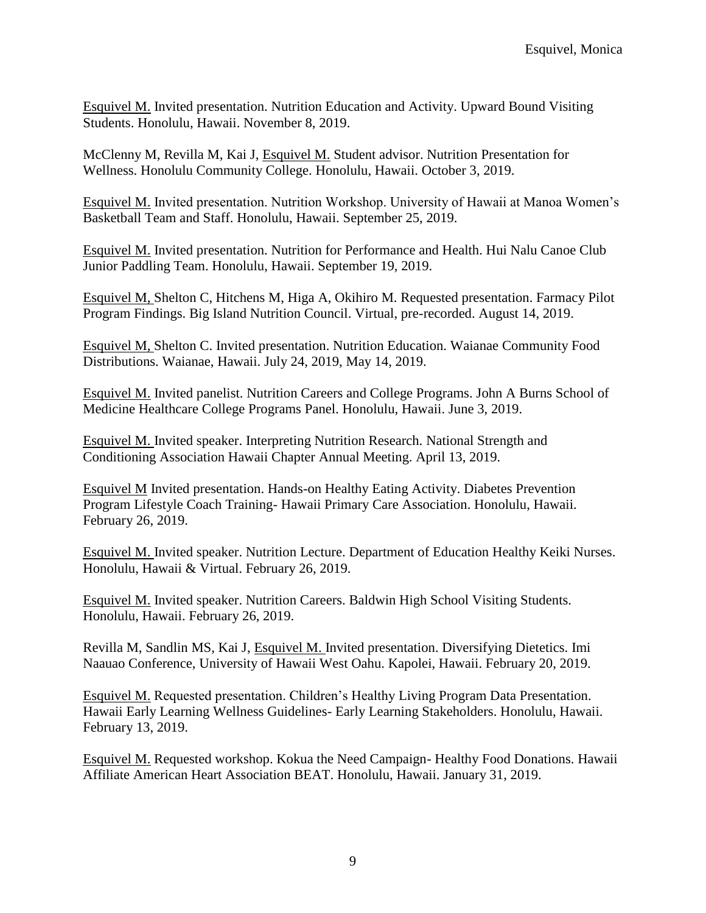<u>Esquivel M.</u> Invited presentation. Nutrition Education and Activity. Upward Bound Visiting Students. Honolulu, Hawaii. November 8, 2019.

McClenny M, Revilla M, Kai J, <u>Esquivel M.</u> Student advisor. Nutrition Presentation for Wellness. Honolulu Community College. Honolulu, Hawaii. October 3, 2019.

<u>Esquivel M.</u> Invited presentation. Nutrition Workshop. University of Hawaii at Manoa Women's Basketball Team and Staff. Honolulu, Hawaii. September 25, 2019.

<u>Esquivel M.</u> Invited presentation. Nutrition for Performance and Health. Hui Nalu Canoe Club Junior Paddling Team. Honolulu, Hawaii. September 19, 2019.

<u>Esquivel M,</u> Shelton C, Hitchens M, Higa A, Okihiro M. Requested presentation. Farmacy Pilot Program Findings. Big Island Nutrition Council. Virtual, pre-recorded. August 14, 2019.

<u>Esquivel M,</u> Shelton C. Invited presentation. Nutrition Education. Waianae Community Food Distributions. Waianae, Hawaii. July 24, 2019, May 14, 2019.

<u>Esquivel M.</u> Invited panelist. Nutrition Careers and College Programs. John A Burns School of Medicine Healthcare College Programs Panel. Honolulu, Hawaii. June 3, 2019.

<u>Esquivel M.</u> Invited speaker. Interpreting Nutrition Research. National Strength and Conditioning Association Hawaii Chapter Annual Meeting. April 13, 2019.

<u>Esquivel M</u> Invited presentation. Hands-on Healthy Eating Activity. Diabetes Prevention Program Lifestyle Coach Training- Hawaii Primary Care Association. Honolulu, Hawaii. February 26, 2019.

<u>Esquivel M.</u> Invited speaker. Nutrition Lecture. Department of Education Healthy Keiki Nurses. Honolulu, Hawaii & Virtual. February 26, 2019.

<u>Esquivel M.</u> Invited speaker. Nutrition Careers. Baldwin High School Visiting Students. Honolulu, Hawaii. February 26, 2019.

Revilla M, Sandlin MS, Kai J, <u>Esquivel M.</u> Invited presentation. Diversifying Dietetics. Imi Naauao Conference, University of Hawaii West Oahu. Kapolei, Hawaii. February 20, 2019.

<u>Esquivel M.</u> Requested presentation. Children's Healthy Living Program Data Presentation. Hawaii Early Learning Wellness Guidelines- Early Learning Stakeholders. Honolulu, Hawaii. February 13, 2019.

<u>Esquivel M.</u> Requested workshop. Kokua the Need Campaign- Healthy Food Donations. Hawaii Affiliate American Heart Association BEAT. Honolulu, Hawaii. January 31, 2019.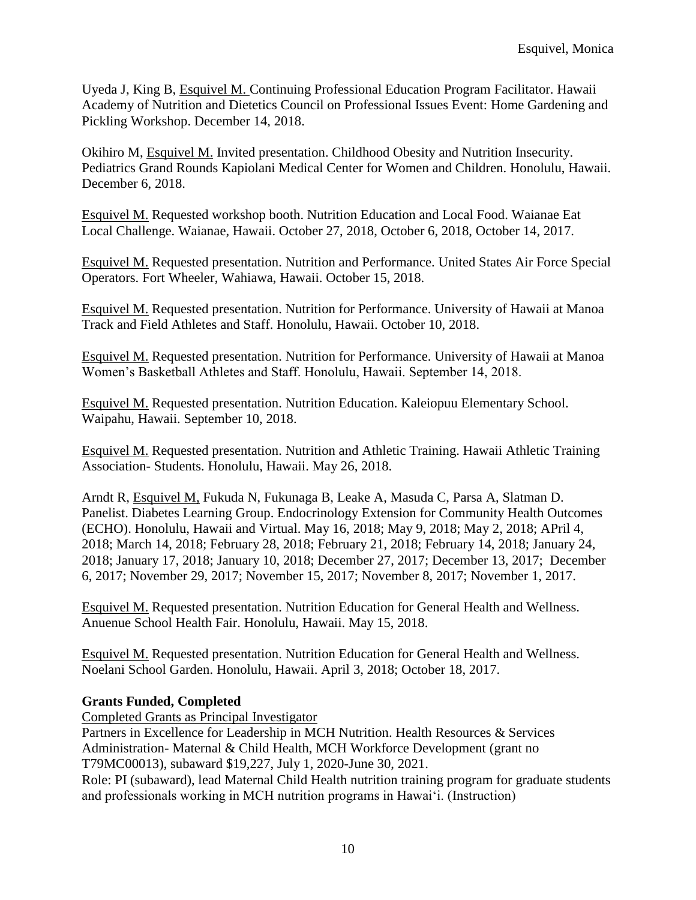Uyeda J, King B, <u>Esquivel M.</u> Continuing Professional Education Program Facilitator. Hawaii Academy of Nutrition and Dietetics Council on Professional Issues Event: Home Gardening and Pickling Workshop. December 14, 2018.

Okihiro M, <u>Esquivel M.</u> Invited presentation. Childhood Obesity and Nutrition Insecurity. Pediatrics Grand Rounds Kapiolani Medical Center for Women and Children. Honolulu, Hawaii. December 6, 2018.

<u>Esquivel M.</u> Requested workshop booth. Nutrition Education and Local Food. Waianae Eat Local Challenge. Waianae, Hawaii. October 27, 2018, October 6, 2018, October 14, 2017.

<u>Esquivel M.</u> Requested presentation. Nutrition and Performance. United States Air Force Special Operators. Fort Wheeler, Wahiawa, Hawaii. October 15, 2018.

<u>Esquivel M.</u> Requested presentation. Nutrition for Performance. University of Hawaii at Manoa Track and Field Athletes and Staff. Honolulu, Hawaii. October 10, 2018.

<u>Esquivel M.</u> Requested presentation. Nutrition for Performance. University of Hawaii at Manoa Women's Basketball Athletes and Staff. Honolulu, Hawaii. September 14, 2018.

<u>Esquivel M.</u> Requested presentation. Nutrition Education. Kaleiopuu Elementary School. Waipahu, Hawaii. September 10, 2018.

<u>Esquivel M.</u> Requested presentation. Nutrition and Athletic Training. Hawaii Athletic Training Association- Students. Honolulu, Hawaii. May 26, 2018.

Arndt R, <u>Esquivel M,</u> Fukuda N, Fukunaga B, Leake A, Masuda C, Parsa A, Slatman D. Panelist. Diabetes Learning Group. Endocrinology Extension for Community Health Outcomes (ECHO). Honolulu, Hawaii and Virtual. May 16, 2018; May 9, 2018; May 2, 2018; APril 4, 2018; March 14, 2018; February 28, 2018; February 21, 2018; February 14, 2018; January 24, 2018; January 17, 2018; January 10, 2018; December 27, 2017; December 13, 2017; December 6, 2017; November 29, 2017; November 15, 2017; November 8, 2017; November 1, 2017.

<u>Esquivel M.</u> Requested presentation. Nutrition Education for General Health and Wellness. Anuenue School Health Fair. Honolulu, Hawaii. May 15, 2018.

<u>Esquivel M.</u> Requested presentation. Nutrition Education for General Health and Wellness. Noelani School Garden. Honolulu, Hawaii. April 3, 2018; October 18, 2017.

**Grants Funded, Completed**

<u>Completed Grants as Principal Investigator</u>

Partners in Excellence for Leadership in MCH Nutrition. Health Resources & Services Administration- Maternal & Child Health, MCH Workforce Development (grant no T79MC00013), subaward $19,227, July 1, 2020-June 30, 2021.
Role: PI (subaward), lead Maternal Child Health nutrition training program for graduate students and professionals working in MCH nutrition programs in Hawaiʻi. (Instruction)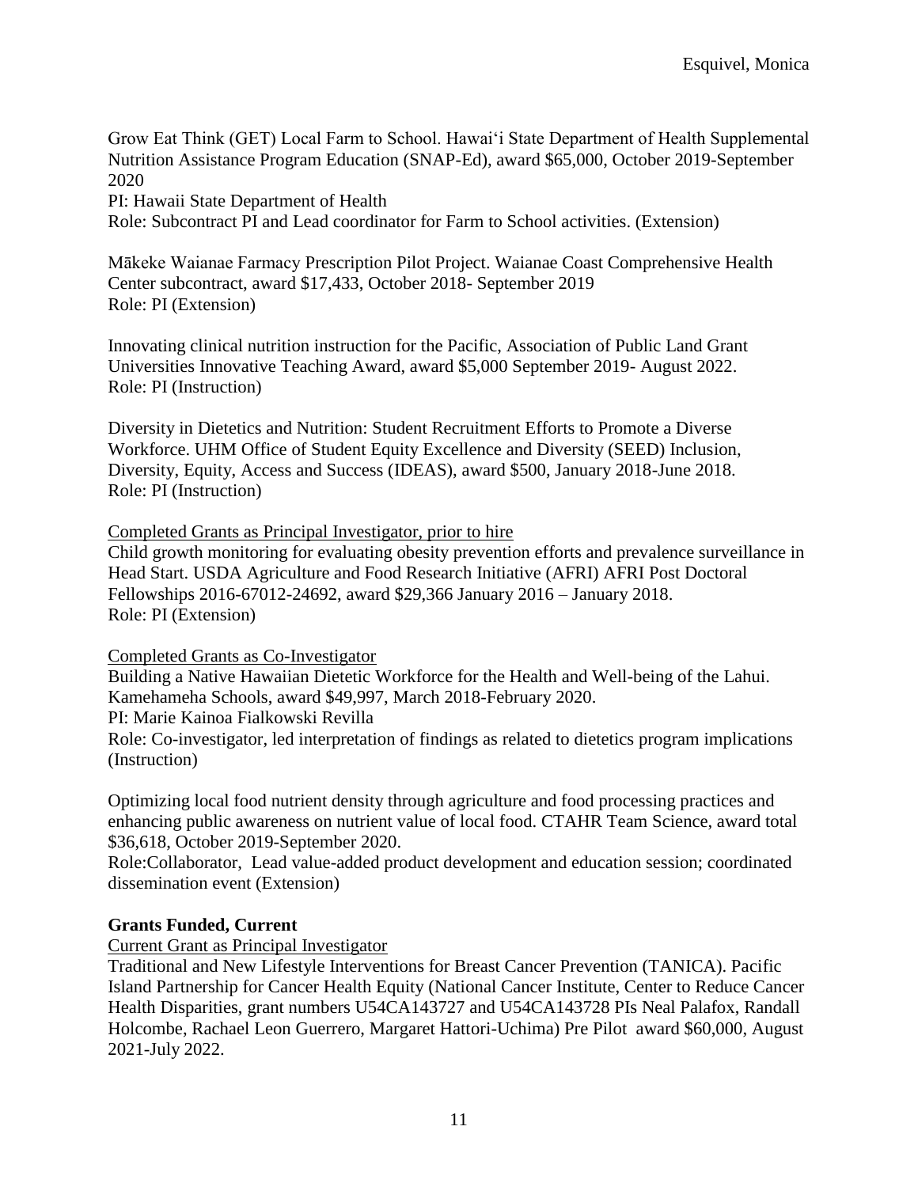Grow Eat Think (GET) Local Farm to School. Hawaiʻi State Department of Health Supplemental Nutrition Assistance Program Education (SNAP-Ed), award $65,000, October 2019-September 2020
PI: Hawaii State Department of Health
Role: Subcontract PI and Lead coordinator for Farm to School activities. (Extension)

Mākeke Waianae Farmacy Prescription Pilot Project. Waianae Coast Comprehensive Health Center subcontract, award $17,433, October 2018- September 2019
Role: PI (Extension)

Innovating clinical nutrition instruction for the Pacific, Association of Public Land Grant Universities Innovative Teaching Award, award $5,000 September 2019- August 2022.
Role: PI (Instruction)

Diversity in Dietetics and Nutrition: Student Recruitment Efforts to Promote a Diverse Workforce. UHM Office of Student Equity Excellence and Diversity (SEED) Inclusion, Diversity, Equity, Access and Success (IDEAS), award $500, January 2018-June 2018.
Role: PI (Instruction)

<u>Completed Grants as Principal Investigator, prior to hire</u>
Child growth monitoring for evaluating obesity prevention efforts and prevalence surveillance in Head Start. USDA Agriculture and Food Research Initiative (AFRI) AFRI Post Doctoral Fellowships 2016-67012-24692, award $29,366 January 2016 – January 2018.
Role: PI (Extension)

<u>Completed Grants as Co-Investigator</u>
Building a Native Hawaiian Dietetic Workforce for the Health and Well-being of the Lahui. Kamehameha Schools, award $49,997, March 2018-February 2020.
PI: Marie Kainoa Fialkowski Revilla
Role: Co-investigator, led interpretation of findings as related to dietetics program implications (Instruction)

Optimizing local food nutrient density through agriculture and food processing practices and enhancing public awareness on nutrient value of local food. CTAHR Team Science, award total $36,618, October 2019-September 2020.
Role:Collaborator, Lead value-added product development and education session; coordinated dissemination event (Extension)

**Grants Funded, Current**

<u>Current Grant as Principal Investigator</u>
Traditional and New Lifestyle Interventions for Breast Cancer Prevention (TANICA). Pacific Island Partnership for Cancer Health Equity (National Cancer Institute, Center to Reduce Cancer Health Disparities, grant numbers U54CA143727 and U54CA143728 PIs Neal Palafox, Randall Holcombe, Rachael Leon Guerrero, Margaret Hattori-Uchima) Pre Pilot award $60,000, August 2021-July 2022.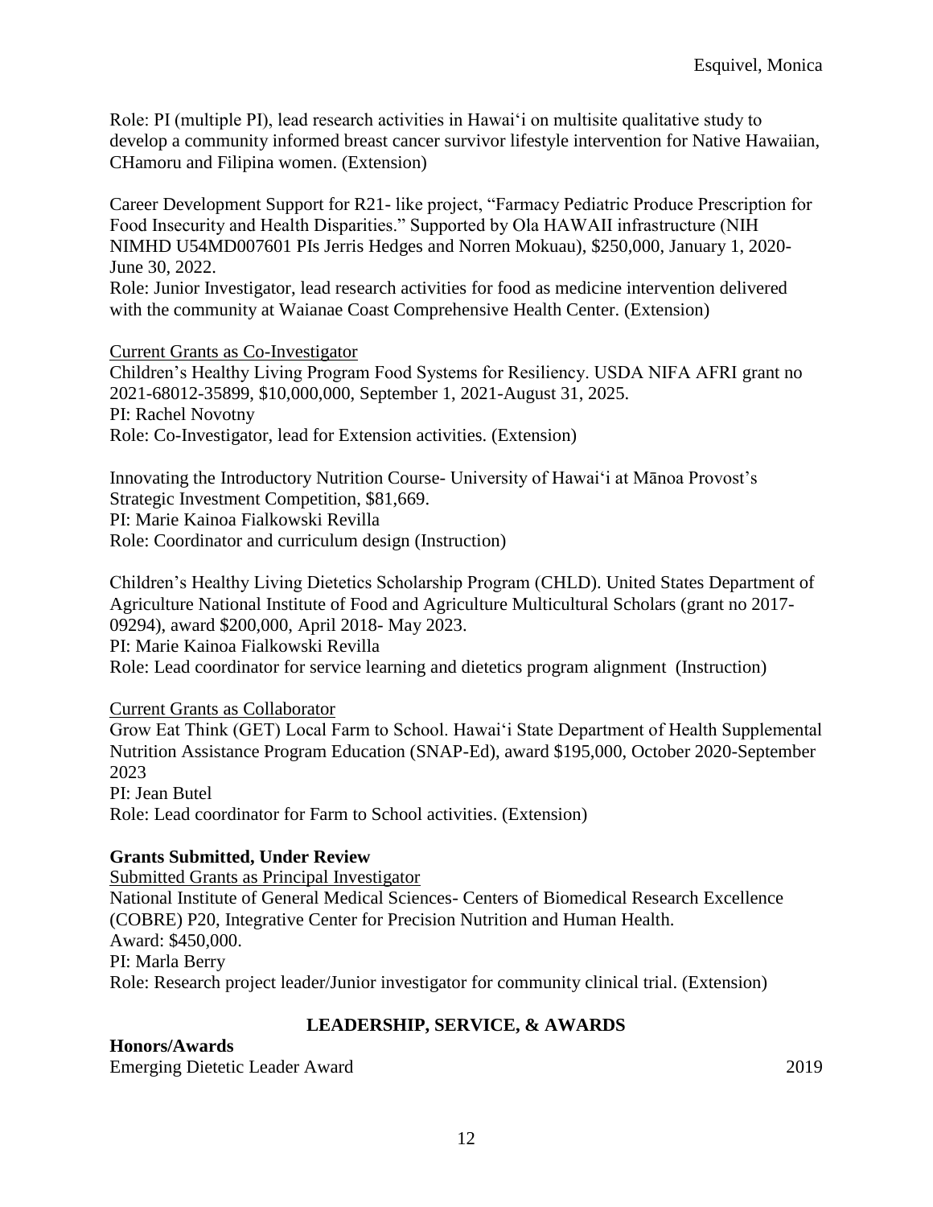Role: PI (multiple PI), lead research activities in Hawaiʻi on multisite qualitative study to develop a community informed breast cancer survivor lifestyle intervention for Native Hawaiian, CHamoru and Filipina women. (Extension)

Career Development Support for R21- like project, "Farmacy Pediatric Produce Prescription for Food Insecurity and Health Disparities." Supported by Ola HAWAII infrastructure (NIH NIMHD U54MD007601 PIs Jerris Hedges and Norren Mokuau), $250,000, January 1, 2020-June 30, 2022.
Role: Junior Investigator, lead research activities for food as medicine intervention delivered with the community at Waianae Coast Comprehensive Health Center. (Extension)

Current Grants as Co-Investigator

Children's Healthy Living Program Food Systems for Resiliency. USDA NIFA AFRI grant no 2021-68012-35899, $10,000,000, September 1, 2021-August 31, 2025.
PI: Rachel Novotny
Role: Co-Investigator, lead for Extension activities. (Extension)

Innovating the Introductory Nutrition Course- University of Hawaiʻi at Mānoa Provost's Strategic Investment Competition, $81,669.
PI: Marie Kainoa Fialkowski Revilla
Role: Coordinator and curriculum design (Instruction)

Children's Healthy Living Dietetics Scholarship Program (CHLD). United States Department of Agriculture National Institute of Food and Agriculture Multicultural Scholars (grant no 2017-09294), award $200,000, April 2018- May 2023.
PI: Marie Kainoa Fialkowski Revilla
Role: Lead coordinator for service learning and dietetics program alignment (Instruction)

Current Grants as Collaborator

Grow Eat Think (GET) Local Farm to School. Hawaiʻi State Department of Health Supplemental Nutrition Assistance Program Education (SNAP-Ed), award $195,000, October 2020-September 2023
PI: Jean Butel
Role: Lead coordinator for Farm to School activities. (Extension)

**Grants Submitted, Under Review**

Submitted Grants as Principal Investigator

National Institute of General Medical Sciences- Centers of Biomedical Research Excellence (COBRE) P20, Integrative Center for Precision Nutrition and Human Health.
Award: $450,000.
PI: Marla Berry
Role: Research project leader/Junior investigator for community clinical trial. (Extension)

## LEADERSHIP, SERVICE, & AWARDS

**Honors/Awards**

Emerging Dietetic Leader Award 2019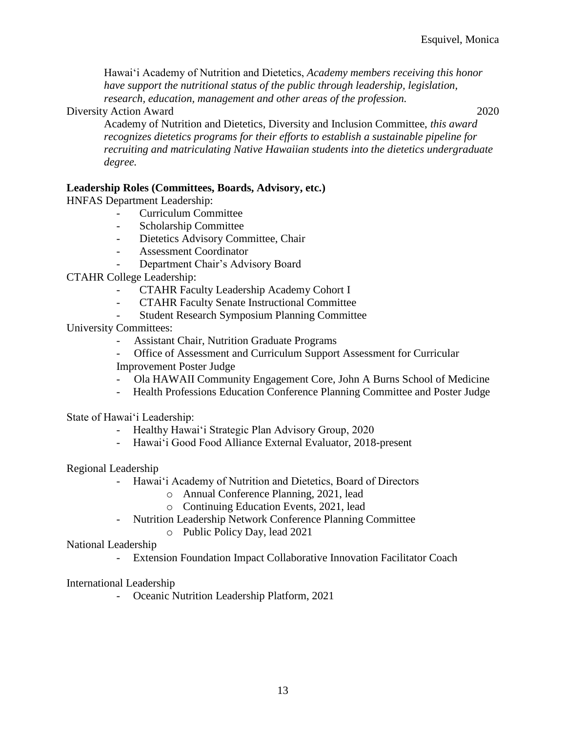Hawaiʻi Academy of Nutrition and Dietetics, *Academy members receiving this honor have support the nutritional status of the public through leadership, legislation, research, education, management and other areas of the profession.*

Diversity Action Award 2020

Academy of Nutrition and Dietetics, Diversity and Inclusion Committee, *this award recognizes dietetics programs for their efforts to establish a sustainable pipeline for recruiting and matriculating Native Hawaiian students into the dietetics undergraduate degree.*

**Leadership Roles (Committees, Boards, Advisory, etc.)**

HNFAS Department Leadership:

- Curriculum Committee
- Scholarship Committee
- Dietetics Advisory Committee, Chair
- Assessment Coordinator
- Department Chair's Advisory Board

CTAHR College Leadership:

- CTAHR Faculty Leadership Academy Cohort I
- CTAHR Faculty Senate Instructional Committee
- Student Research Symposium Planning Committee

University Committees:

- Assistant Chair, Nutrition Graduate Programs
- Office of Assessment and Curriculum Support Assessment for Curricular Improvement Poster Judge
- Ola HAWAII Community Engagement Core, John A Burns School of Medicine
- Health Professions Education Conference Planning Committee and Poster Judge

State of Hawaiʻi Leadership:

- Healthy Hawaiʻi Strategic Plan Advisory Group, 2020
- Hawaiʻi Good Food Alliance External Evaluator, 2018-present

Regional Leadership

- Hawaiʻi Academy of Nutrition and Dietetics, Board of Directors
  - Annual Conference Planning, 2021, lead
  - Continuing Education Events, 2021, lead
- Nutrition Leadership Network Conference Planning Committee
  - Public Policy Day, lead 2021

National Leadership

- Extension Foundation Impact Collaborative Innovation Facilitator Coach

International Leadership

- Oceanic Nutrition Leadership Platform, 2021